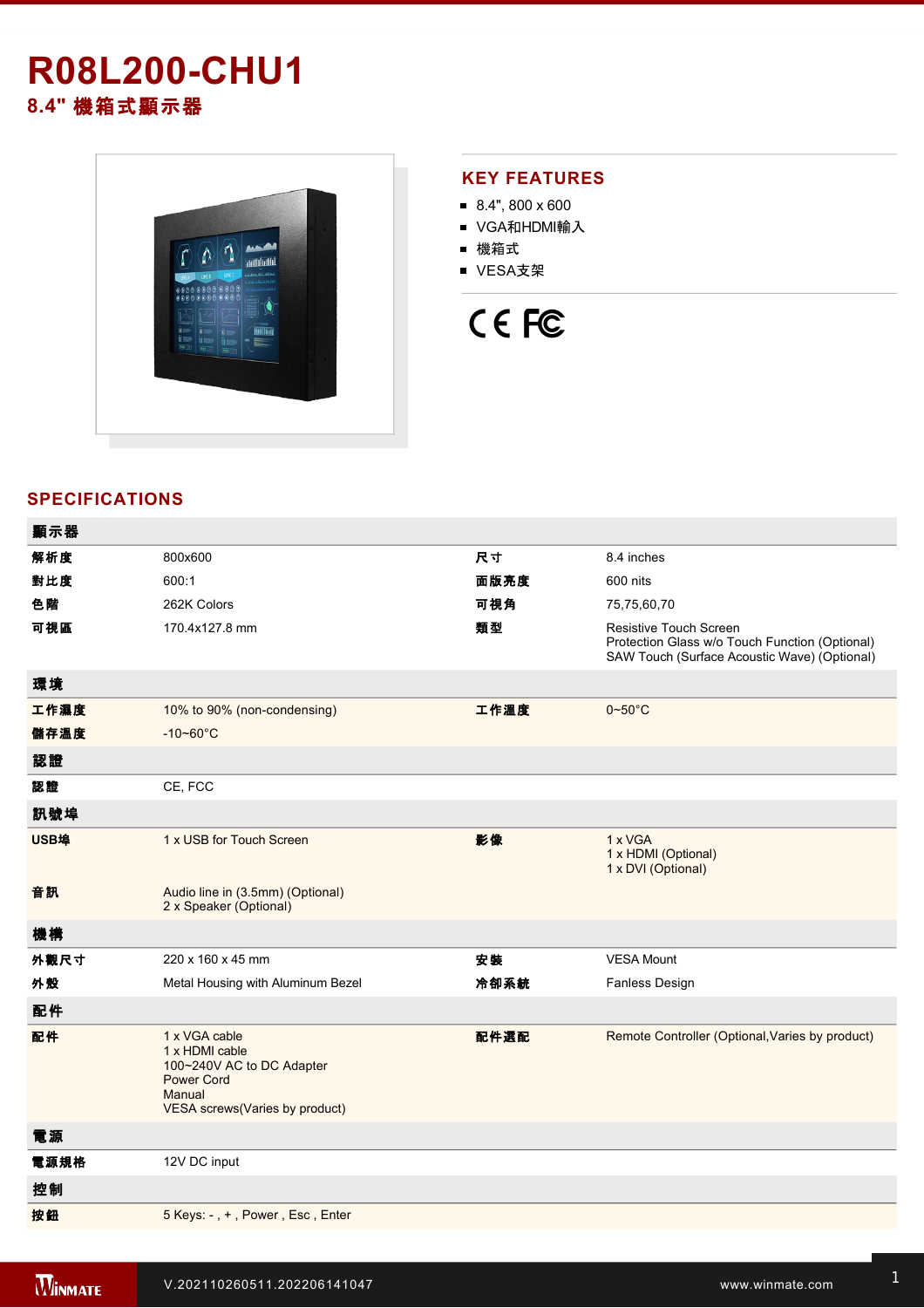# R08L200-CHU1

## 8.4" 機箱式顯示器

## KEY FEATURES

- 8.4", 800 x 600
- VGA和HDMI輸入
- 機箱式
- VESA支架

## SPECIFICATIONS

| 顯示器 | | | |
|---|---|---|---|
| 解析度 | 800x600 | 尺寸 | 8.4 inches |
| 對比度 | 600:1 | 面版亮度 | 600 nits |
| 色階 | 262K Colors | 可視角 | 75,75,60,70 |
| 可視區 | 170.4x127.8 mm | 類型 | Resistive Touch Screen<br>Protection Glass w/o Touch Function (Optional)<br>SAW Touch (Surface Acoustic Wave) (Optional) |
| **環境** | | | |
| 工作濕度 | 10% to 90% (non-condensing) | 工作溫度 | 0~50°C |
| 儲存溫度 | -10~60°C | | |
| **認證** | | | |
| 認證 | CE, FCC | | |
| **訊號埠** | | | |
| USB埠 | 1 x USB for Touch Screen | 影像 | 1 x VGA<br>1 x HDMI (Optional)<br>1 x DVI (Optional) |
| 音訊 | Audio line in (3.5mm) (Optional)<br>2 x Speaker (Optional) | | |
| **機構** | | | |
| 外觀尺寸 | 220 x 160 x 45 mm | 安裝 | VESA Mount |
| 外殼 | Metal Housing with Aluminum Bezel | 冷卻系統 | Fanless Design |
| **配件** | | | |
| 配件 | 1 x VGA cable<br>1 x HDMI cable<br>100~240V AC to DC Adapter<br>Power Cord<br>Manual<br>VESA screws(Varies by product) | 配件選配 | Remote Controller (Optional,Varies by product) |
| **電源** | | | |
| 電源規格 | 12V DC input | | |
| **控制** | | | |
| 按鈕 | 5 Keys: - , + , Power , Esc , Enter | | |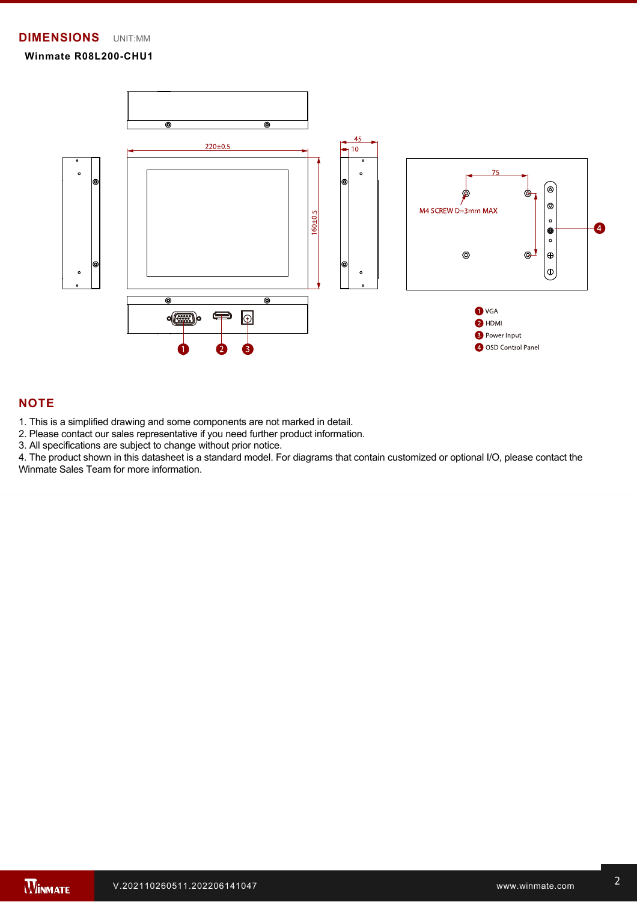## DIMENSIONS UNIT:MM

**Winmate R08L200-CHU1**

220±0.5

160±0.5

45

10

75

M4 SCREW D=3mm MAX

1 VGA
2 HDMI
3 Power Input
4 OSD Control Panel

## NOTE

1. This is a simplified drawing and some components are not marked in detail.
2. Please contact our sales representative if you need further product information.
3. All specifications are subject to change without prior notice.
4. The product shown in this datasheet is a standard model. For diagrams that contain customized or optional I/O, please contact the Winmate Sales Team for more information.